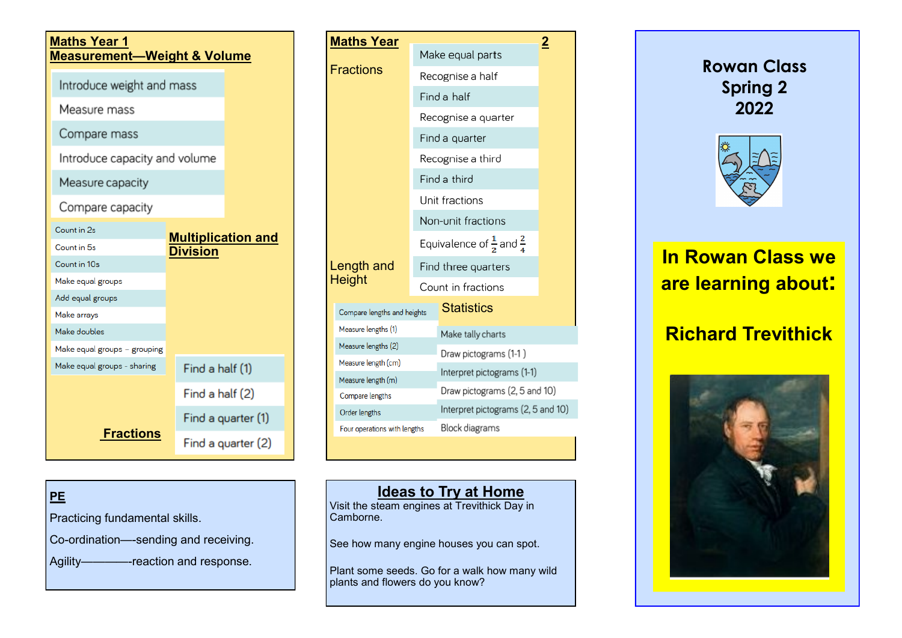# Rowan Class
# Spring 2
# 2022

## In Rowan Class we are learning about:

## Richard Trevithick

## Maths Year 1

### Measurement—Weight & Volume

- Introduce weight and mass
- Measure mass
- Compare mass
- Introduce capacity and volume
- Measure capacity
- Compare capacity

### Multiplication and Division

- Count in 2s
- Count in 5s
- Count in 10s
- Make equal groups
- Add equal groups
- Make arrays
- Make doubles
- Make equal groups – grouping
- Make equal groups - sharing

### Fractions

- Find a half (1)
- Find a half (2)
- Find a quarter (1)
- Find a quarter (2)

## Maths Year 2

### Fractions

- Make equal parts
- Recognise a half
- Find a half
- Recognise a quarter
- Find a quarter
- Recognise a third
- Find a third
- Unit fractions
- Non-unit fractions
- Equivalence of $\frac{1}{2}$ and $\frac{2}{4}$
- Find three quarters
- Count in fractions

### Length and Height

- Compare lengths and heights
- Measure lengths (1)
- Measure lengths (2)
- Measure length (cm)
- Measure length (m)
- Compare lengths
- Order lengths
- Four operations with lengths

### Statistics

- Make tally charts
- Draw pictograms (1-1 )
- Interpret pictograms (1-1)
- Draw pictograms (2, 5 and 10)
- Interpret pictograms (2, 5 and 10)
- Block diagrams

## PE

Practicing fundamental skills.

Co-ordination—-sending and receiving.

Agility————-reaction and response.

## Ideas to Try at Home

Visit the steam engines at Trevithick Day in Camborne.

See how many engine houses you can spot.

Plant some seeds. Go for a walk how many wild plants and flowers do you know?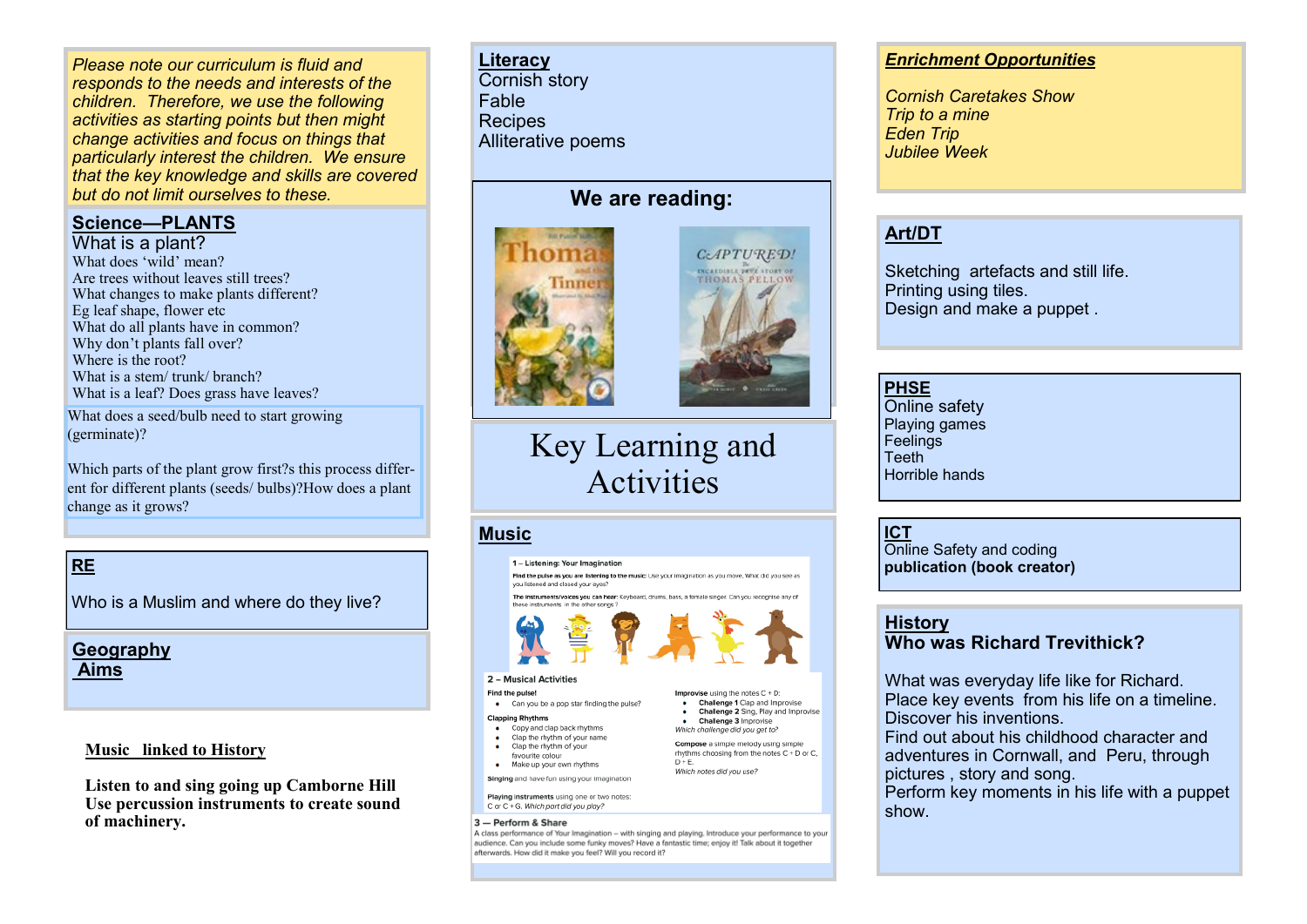*Please note our curriculum is fluid and responds to the needs and interests of the children. Therefore, we use the following activities as starting points but then might change activities and focus on things that particularly interest the children. We ensure that the key knowledge and skills are covered but do not limit ourselves to these.*

## Science—PLANTS

What is a plant?

What does 'wild' mean?
Are trees without leaves still trees?
What changes to make plants different?
Eg leaf shape, flower etc
What do all plants have in common?
Why don't plants fall over?
Where is the root?
What is a stem/ trunk/ branch?
What is a leaf? Does grass have leaves?

What does a seed/bulb need to start growing (germinate)?

Which parts of the plant grow first?s this process different for different plants (seeds/ bulbs)?How does a plant change as it grows?

## RE

Who is a Muslim and where do they live?

## Geography

## Aims

**Music linked to History**

**Listen to and sing going up Camborne Hill**
**Use percussion instruments to create sound of machinery.**

## Literacy

Cornish story
Fable
Recipes
Alliterative poems

## We are reading:

# Key Learning and Activities

## Music

**1 – Listening: Your Imagination**

**Find the pulse as you are listening to the music:** Use your imagination as you move. What did you see as you listened and closed your eyes?

**The instruments/voices you can hear:** Keyboard, drums, bass, a female singer. Can you recognise any of these instruments in the other songs?

**2 – Musical Activities**

**Find the pulse!**
- Can you be a pop star finding the pulse?

**Clapping Rhythms**
- Copy and clap back rhythms
- Clap the rhythm of your name
- Clap the rhythm of your favourite colour
- Make up your own rhythms

**Singing** and have fun using your imagination

**Playing instruments** using one or two notes: C or C + G. *Which part did you play?*

**Improvise** using the notes C + D:
- **Challenge 1** Clap and Improvise
- **Challenge 2** Sing, Play and Improvise
- **Challenge 3** Improvise

*Which challenge did you get to?*

**Compose** a simple melody using simple rhythms choosing from the notes C + D or C, D + E.
*Which notes did you use?*

**3 – Perform & Share**

A class performance of Your Imagination – with singing and playing. Introduce your performance to your audience. Can you include some funky moves? Have a fantastic time; enjoy it! Talk about it together afterwards. How did it make you feel? Will you record it?

## *Enrichment Opportunities*

*Cornish Caretakes Show*
*Trip to a mine*
*Eden Trip*
*Jubilee Week*

## Art/DT

Sketching artefacts and still life.
Printing using tiles.
Design and make a puppet .

## PHSE

Online safety
Playing games
Feelings
Teeth
Horrible hands

## ICT

Online Safety and coding
**publication (book creator)**

## History

**Who was Richard Trevithick?**

What was everyday life like for Richard.
Place key events from his life on a timeline.
Discover his inventions.
Find out about his childhood character and adventures in Cornwall, and Peru, through pictures , story and song.
Perform key moments in his life with a puppet show.